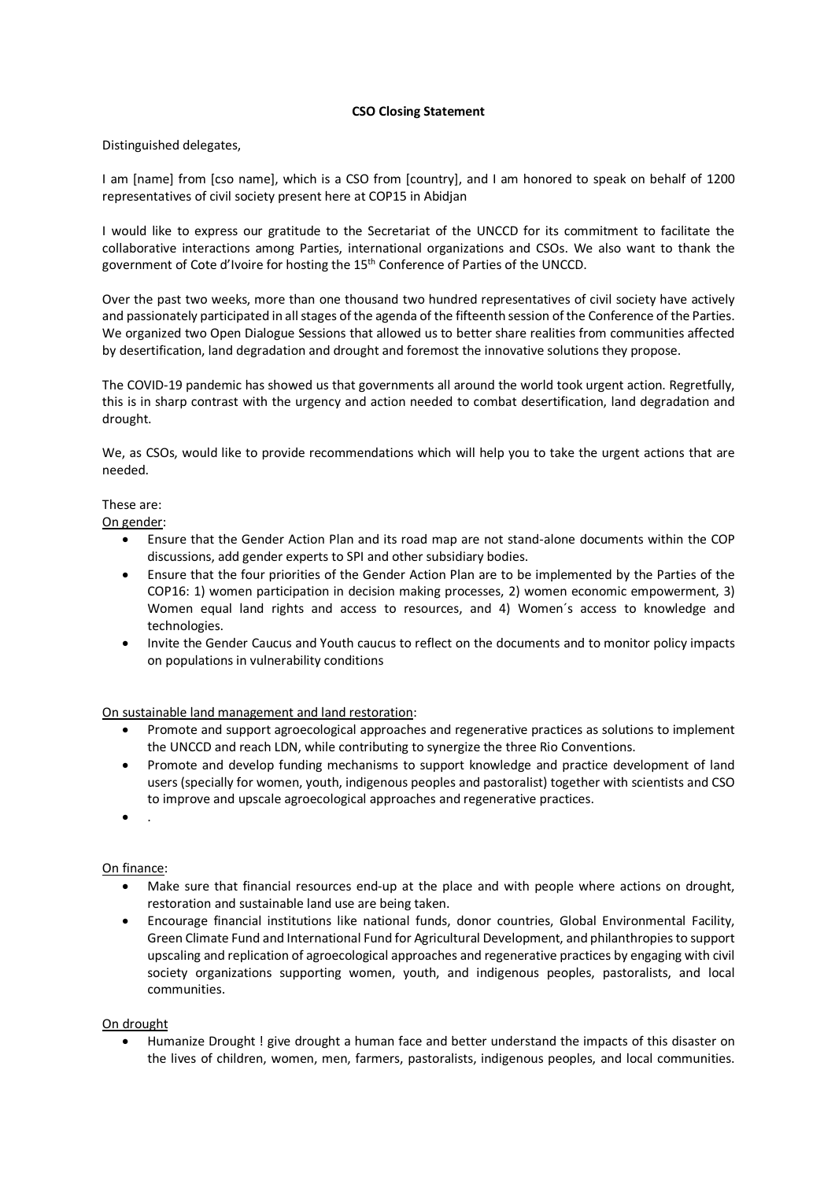**CSO Closing Statement**

Distinguished delegates,

I am [name] from [cso name], which is a CSO from [country], and I am honored to speak on behalf of 1200 representatives of civil society present here at COP15 in Abidjan

I would like to express our gratitude to the Secretariat of the UNCCD for its commitment to facilitate the collaborative interactions among Parties, international organizations and CSOs. We also want to thank the government of Cote d'Ivoire for hosting the 15th Conference of Parties of the UNCCD.

Over the past two weeks, more than one thousand two hundred representatives of civil society have actively and passionately participated in all stages of the agenda of the fifteenth session of the Conference of the Parties. We organized two Open Dialogue Sessions that allowed us to better share realities from communities affected by desertification, land degradation and drought and foremost the innovative solutions they propose.

The COVID-19 pandemic has showed us that governments all around the world took urgent action. Regretfully, this is in sharp contrast with the urgency and action needed to combat desertification, land degradation and drought.

We, as CSOs, would like to provide recommendations which will help you to take the urgent actions that are needed.

These are:

On gender:

- Ensure that the Gender Action Plan and its road map are not stand-alone documents within the COP discussions, add gender experts to SPI and other subsidiary bodies.
- Ensure that the four priorities of the Gender Action Plan are to be implemented by the Parties of the COP16: 1) women participation in decision making processes, 2) women economic empowerment, 3) Women equal land rights and access to resources, and 4) Women´s access to knowledge and technologies.
- Invite the Gender Caucus and Youth caucus to reflect on the documents and to monitor policy impacts on populations in vulnerability conditions

On sustainable land management and land restoration:

- Promote and support agroecological approaches and regenerative practices as solutions to implement the UNCCD and reach LDN, while contributing to synergize the three Rio Conventions.
- Promote and develop funding mechanisms to support knowledge and practice development of land users (specially for women, youth, indigenous peoples and pastoralist) together with scientists and CSO to improve and upscale agroecological approaches and regenerative practices.
- .

On finance:

- Make sure that financial resources end-up at the place and with people where actions on drought, restoration and sustainable land use are being taken.
- Encourage financial institutions like national funds, donor countries, Global Environmental Facility, Green Climate Fund and International Fund for Agricultural Development, and philanthropies to support upscaling and replication of agroecological approaches and regenerative practices by engaging with civil society organizations supporting women, youth, and indigenous peoples, pastoralists, and local communities.

On drought

- Humanize Drought ! give drought a human face and better understand the impacts of this disaster on the lives of children, women, men, farmers, pastoralists, indigenous peoples, and local communities.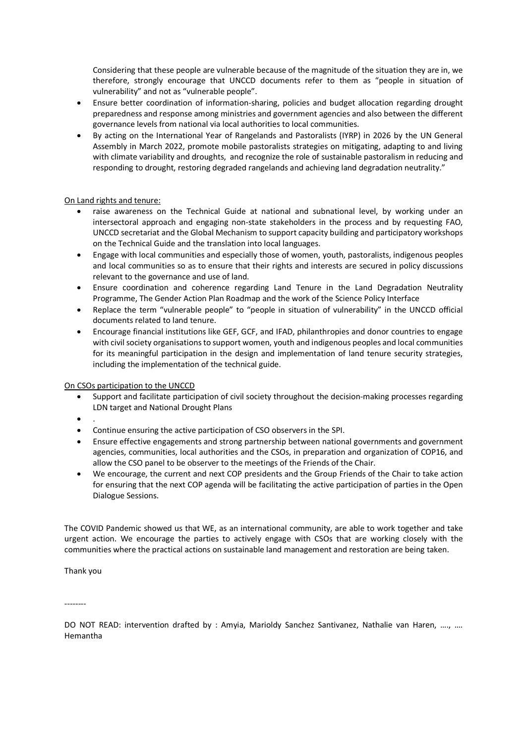Considering that these people are vulnerable because of the magnitude of the situation they are in, we therefore, strongly encourage that UNCCD documents refer to them as "people in situation of vulnerability" and not as "vulnerable people".

- Ensure better coordination of information-sharing, policies and budget allocation regarding drought preparedness and response among ministries and government agencies and also between the different governance levels from national via local authorities to local communities.
- By acting on the International Year of Rangelands and Pastoralists (IYRP) in 2026 by the UN General Assembly in March 2022, promote mobile pastoralists strategies on mitigating, adapting to and living with climate variability and droughts, and recognize the role of sustainable pastoralism in reducing and responding to drought, restoring degraded rangelands and achieving land degradation neutrality."

<u>On Land rights and tenure:</u>

- raise awareness on the Technical Guide at national and subnational level, by working under an intersectoral approach and engaging non-state stakeholders in the process and by requesting FAO, UNCCD secretariat and the Global Mechanism to support capacity building and participatory workshops on the Technical Guide and the translation into local languages.
- Engage with local communities and especially those of women, youth, pastoralists, indigenous peoples and local communities so as to ensure that their rights and interests are secured in policy discussions relevant to the governance and use of land.
- Ensure coordination and coherence regarding Land Tenure in the Land Degradation Neutrality Programme, The Gender Action Plan Roadmap and the work of the Science Policy Interface
- Replace the term "vulnerable people" to "people in situation of vulnerability" in the UNCCD official documents related to land tenure.
- Encourage financial institutions like GEF, GCF, and IFAD, philanthropies and donor countries to engage with civil society organisations to support women, youth and indigenous peoples and local communities for its meaningful participation in the design and implementation of land tenure security strategies, including the implementation of the technical guide.

<u>On CSOs participation to the UNCCD</u>

- Support and facilitate participation of civil society throughout the decision-making processes regarding LDN target and National Drought Plans
- .
- Continue ensuring the active participation of CSO observers in the SPI.
- Ensure effective engagements and strong partnership between national governments and government agencies, communities, local authorities and the CSOs, in preparation and organization of COP16, and allow the CSO panel to be observer to the meetings of the Friends of the Chair.
- We encourage, the current and next COP presidents and the Group Friends of the Chair to take action for ensuring that the next COP agenda will be facilitating the active participation of parties in the Open Dialogue Sessions.

The COVID Pandemic showed us that WE, as an international community, are able to work together and take urgent action. We encourage the parties to actively engage with CSOs that are working closely with the communities where the practical actions on sustainable land management and restoration are being taken.

Thank you

--------

DO NOT READ: intervention drafted by : Amyia, Marioldy Sanchez Santivanez, Nathalie van Haren, …., …. Hemantha